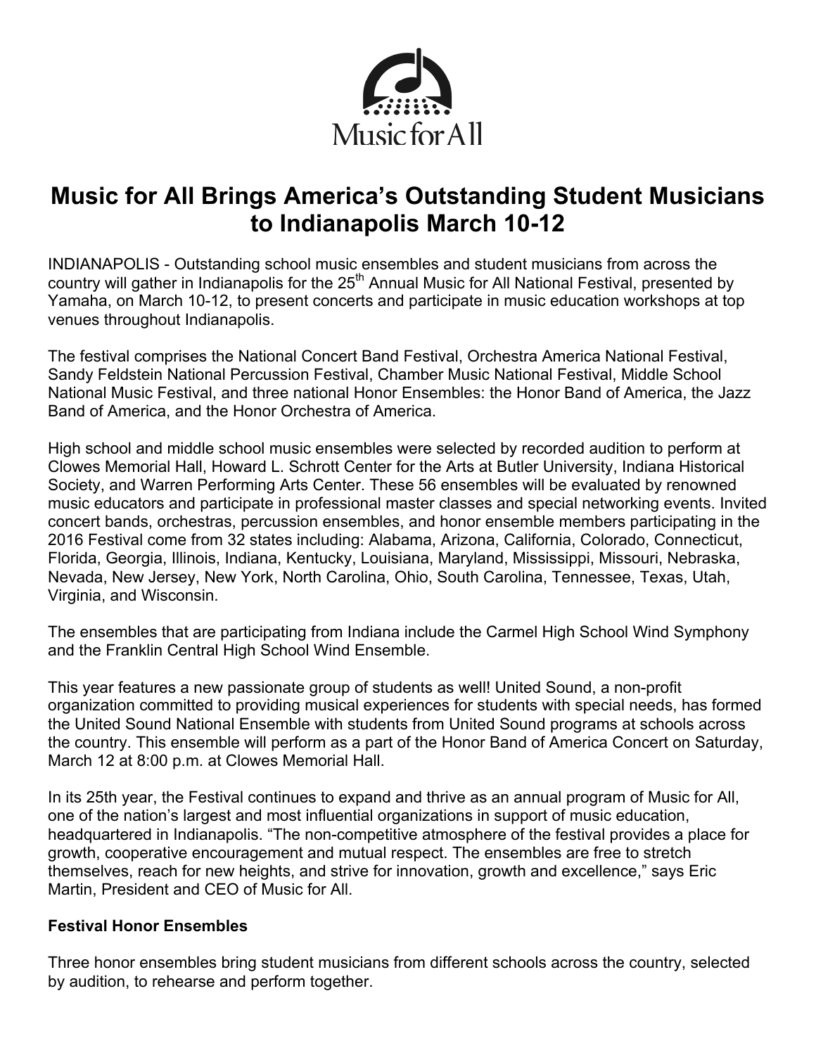Music for All

# Music for All Brings America's Outstanding Student Musicians to Indianapolis March 10-12

INDIANAPOLIS - Outstanding school music ensembles and student musicians from across the country will gather in Indianapolis for the 25th Annual Music for All National Festival, presented by Yamaha, on March 10-12, to present concerts and participate in music education workshops at top venues throughout Indianapolis.

The festival comprises the National Concert Band Festival, Orchestra America National Festival, Sandy Feldstein National Percussion Festival, Chamber Music National Festival, Middle School National Music Festival, and three national Honor Ensembles: the Honor Band of America, the Jazz Band of America, and the Honor Orchestra of America.

High school and middle school music ensembles were selected by recorded audition to perform at Clowes Memorial Hall, Howard L. Schrott Center for the Arts at Butler University, Indiana Historical Society, and Warren Performing Arts Center. These 56 ensembles will be evaluated by renowned music educators and participate in professional master classes and special networking events. Invited concert bands, orchestras, percussion ensembles, and honor ensemble members participating in the 2016 Festival come from 32 states including: Alabama, Arizona, California, Colorado, Connecticut, Florida, Georgia, Illinois, Indiana, Kentucky, Louisiana, Maryland, Mississippi, Missouri, Nebraska, Nevada, New Jersey, New York, North Carolina, Ohio, South Carolina, Tennessee, Texas, Utah, Virginia, and Wisconsin.

The ensembles that are participating from Indiana include the Carmel High School Wind Symphony and the Franklin Central High School Wind Ensemble.

This year features a new passionate group of students as well! United Sound, a non-profit organization committed to providing musical experiences for students with special needs, has formed the United Sound National Ensemble with students from United Sound programs at schools across the country. This ensemble will perform as a part of the Honor Band of America Concert on Saturday, March 12 at 8:00 p.m. at Clowes Memorial Hall.

In its 25th year, the Festival continues to expand and thrive as an annual program of Music for All, one of the nation's largest and most influential organizations in support of music education, headquartered in Indianapolis. "The non-competitive atmosphere of the festival provides a place for growth, cooperative encouragement and mutual respect. The ensembles are free to stretch themselves, reach for new heights, and strive for innovation, growth and excellence," says Eric Martin, President and CEO of Music for All.

**Festival Honor Ensembles**

Three honor ensembles bring student musicians from different schools across the country, selected by audition, to rehearse and perform together.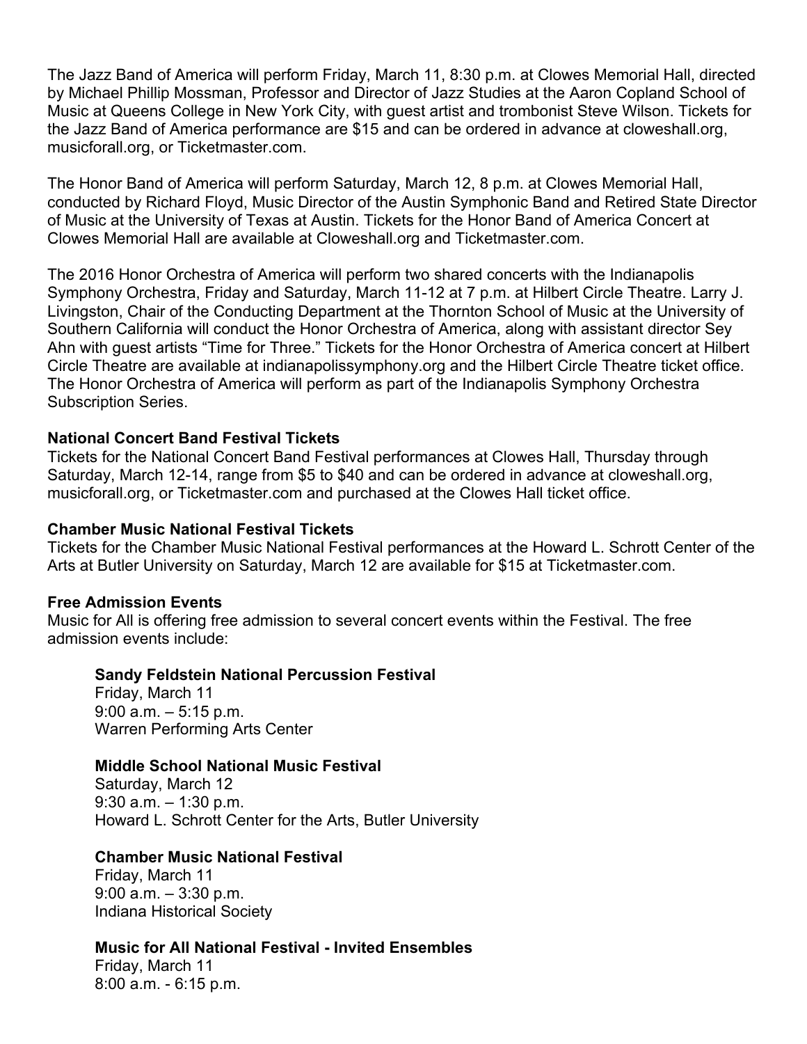The Jazz Band of America will perform Friday, March 11, 8:30 p.m. at Clowes Memorial Hall, directed by Michael Phillip Mossman, Professor and Director of Jazz Studies at the Aaron Copland School of Music at Queens College in New York City, with guest artist and trombonist Steve Wilson. Tickets for the Jazz Band of America performance are $15 and can be ordered in advance at cloweshall.org, musicforall.org, or Ticketmaster.com.

The Honor Band of America will perform Saturday, March 12, 8 p.m. at Clowes Memorial Hall, conducted by Richard Floyd, Music Director of the Austin Symphonic Band and Retired State Director of Music at the University of Texas at Austin. Tickets for the Honor Band of America Concert at Clowes Memorial Hall are available at Cloweshall.org and Ticketmaster.com.

The 2016 Honor Orchestra of America will perform two shared concerts with the Indianapolis Symphony Orchestra, Friday and Saturday, March 11-12 at 7 p.m. at Hilbert Circle Theatre. Larry J. Livingston, Chair of the Conducting Department at the Thornton School of Music at the University of Southern California will conduct the Honor Orchestra of America, along with assistant director Sey Ahn with guest artists "Time for Three." Tickets for the Honor Orchestra of America concert at Hilbert Circle Theatre are available at indianapolissymphony.org and the Hilbert Circle Theatre ticket office. The Honor Orchestra of America will perform as part of the Indianapolis Symphony Orchestra Subscription Series.

**National Concert Band Festival Tickets**
Tickets for the National Concert Band Festival performances at Clowes Hall, Thursday through Saturday, March 12-14, range from $5 to $40 and can be ordered in advance at cloweshall.org, musicforall.org, or Ticketmaster.com and purchased at the Clowes Hall ticket office.

**Chamber Music National Festival Tickets**
Tickets for the Chamber Music National Festival performances at the Howard L. Schrott Center of the Arts at Butler University on Saturday, March 12 are available for $15 at Ticketmaster.com.

**Free Admission Events**
Music for All is offering free admission to several concert events within the Festival. The free admission events include:

**Sandy Feldstein National Percussion Festival**
Friday, March 11
9:00 a.m. – 5:15 p.m.
Warren Performing Arts Center

**Middle School National Music Festival**
Saturday, March 12
9:30 a.m. – 1:30 p.m.
Howard L. Schrott Center for the Arts, Butler University

**Chamber Music National Festival**
Friday, March 11
9:00 a.m. – 3:30 p.m.
Indiana Historical Society

**Music for All National Festival - Invited Ensembles**
Friday, March 11
8:00 a.m. - 6:15 p.m.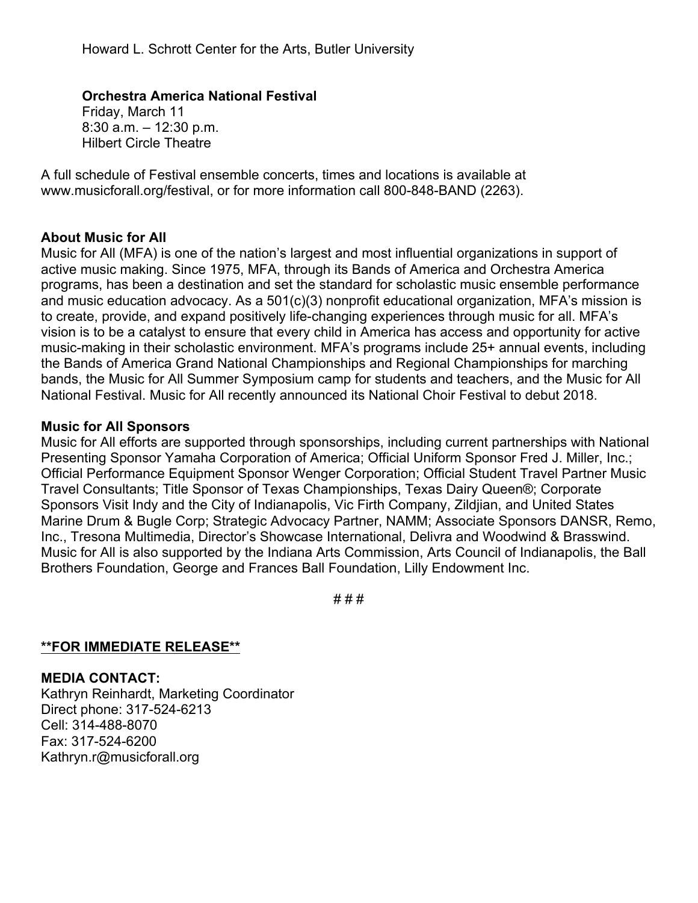Howard L. Schrott Center for the Arts, Butler University

**Orchestra America National Festival**
Friday, March 11
8:30 a.m. – 12:30 p.m.
Hilbert Circle Theatre

A full schedule of Festival ensemble concerts, times and locations is available at www.musicforall.org/festival, or for more information call 800-848-BAND (2263).

**About Music for All**

Music for All (MFA) is one of the nation's largest and most influential organizations in support of active music making. Since 1975, MFA, through its Bands of America and Orchestra America programs, has been a destination and set the standard for scholastic music ensemble performance and music education advocacy. As a 501(c)(3) nonprofit educational organization, MFA's mission is to create, provide, and expand positively life-changing experiences through music for all. MFA's vision is to be a catalyst to ensure that every child in America has access and opportunity for active music-making in their scholastic environment. MFA's programs include 25+ annual events, including the Bands of America Grand National Championships and Regional Championships for marching bands, the Music for All Summer Symposium camp for students and teachers, and the Music for All National Festival. Music for All recently announced its National Choir Festival to debut 2018.

**Music for All Sponsors**

Music for All efforts are supported through sponsorships, including current partnerships with National Presenting Sponsor Yamaha Corporation of America; Official Uniform Sponsor Fred J. Miller, Inc.; Official Performance Equipment Sponsor Wenger Corporation; Official Student Travel Partner Music Travel Consultants; Title Sponsor of Texas Championships, Texas Dairy Queen®; Corporate Sponsors Visit Indy and the City of Indianapolis, Vic Firth Company, Zildjian, and United States Marine Drum & Bugle Corp; Strategic Advocacy Partner, NAMM; Associate Sponsors DANSR, Remo, Inc., Tresona Multimedia, Director's Showcase International, Delivra and Woodwind & Brasswind. Music for All is also supported by the Indiana Arts Commission, Arts Council of Indianapolis, the Ball Brothers Foundation, George and Frances Ball Foundation, Lilly Endowment Inc.

# # #

**<u>**FOR IMMEDIATE RELEASE**</u>**

**MEDIA CONTACT:**
Kathryn Reinhardt, Marketing Coordinator
Direct phone: 317-524-6213
Cell: 314-488-8070
Fax: 317-524-6200
Kathryn.r@musicforall.org